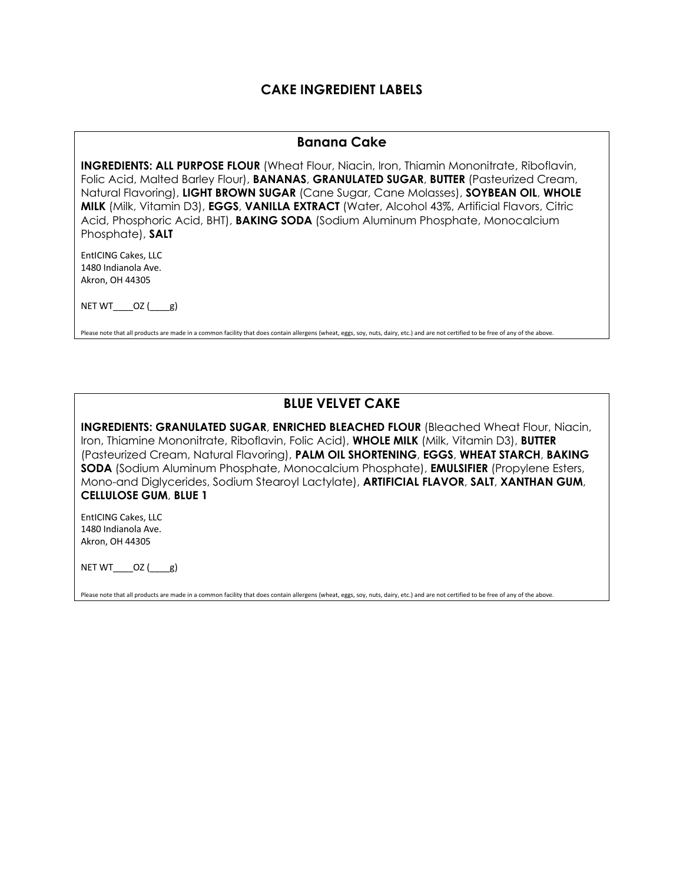# CAKE INGREDIENT LABELS

## Banana Cake

**INGREDIENTS: ALL PURPOSE FLOUR** (Wheat Flour, Niacin, Iron, Thiamin Mononitrate, Riboflavin, Folic Acid, Malted Barley Flour), **BANANAS**, **GRANULATED SUGAR**, **BUTTER** (Pasteurized Cream, Natural Flavoring), **LIGHT BROWN SUGAR** (Cane Sugar, Cane Molasses), **SOYBEAN OIL**, **WHOLE MILK** (Milk, Vitamin D3), **EGGS**, **VANILLA EXTRACT** (Water, Alcohol 43%, Artificial Flavors, Citric Acid, Phosphoric Acid, BHT), **BAKING SODA** (Sodium Aluminum Phosphate, Monocalcium Phosphate), **SALT**

EntICING Cakes, LLC
1480 Indianola Ave.
Akron, OH 44305

NET WT____OZ (____g)

Please note that all products are made in a common facility that does contain allergens (wheat, eggs, soy, nuts, dairy, etc.) and are not certified to be free of any of the above.

## BLUE VELVET CAKE

**INGREDIENTS: GRANULATED SUGAR**, **ENRICHED BLEACHED FLOUR** (Bleached Wheat Flour, Niacin, Iron, Thiamine Mononitrate, Riboflavin, Folic Acid), **WHOLE MILK** (Milk, Vitamin D3), **BUTTER** (Pasteurized Cream, Natural Flavoring), **PALM OIL SHORTENING**, **EGGS**, **WHEAT STARCH**, **BAKING SODA** (Sodium Aluminum Phosphate, Monocalcium Phosphate), **EMULSIFIER** (Propylene Esters, Mono-and Diglycerides, Sodium Stearoyl Lactylate), **ARTIFICIAL FLAVOR**, **SALT**, **XANTHAN GUM**, **CELLULOSE GUM**, **BLUE 1**

EntICING Cakes, LLC
1480 Indianola Ave.
Akron, OH 44305

NET WT____OZ (____g)

Please note that all products are made in a common facility that does contain allergens (wheat, eggs, soy, nuts, dairy, etc.) and are not certified to be free of any of the above.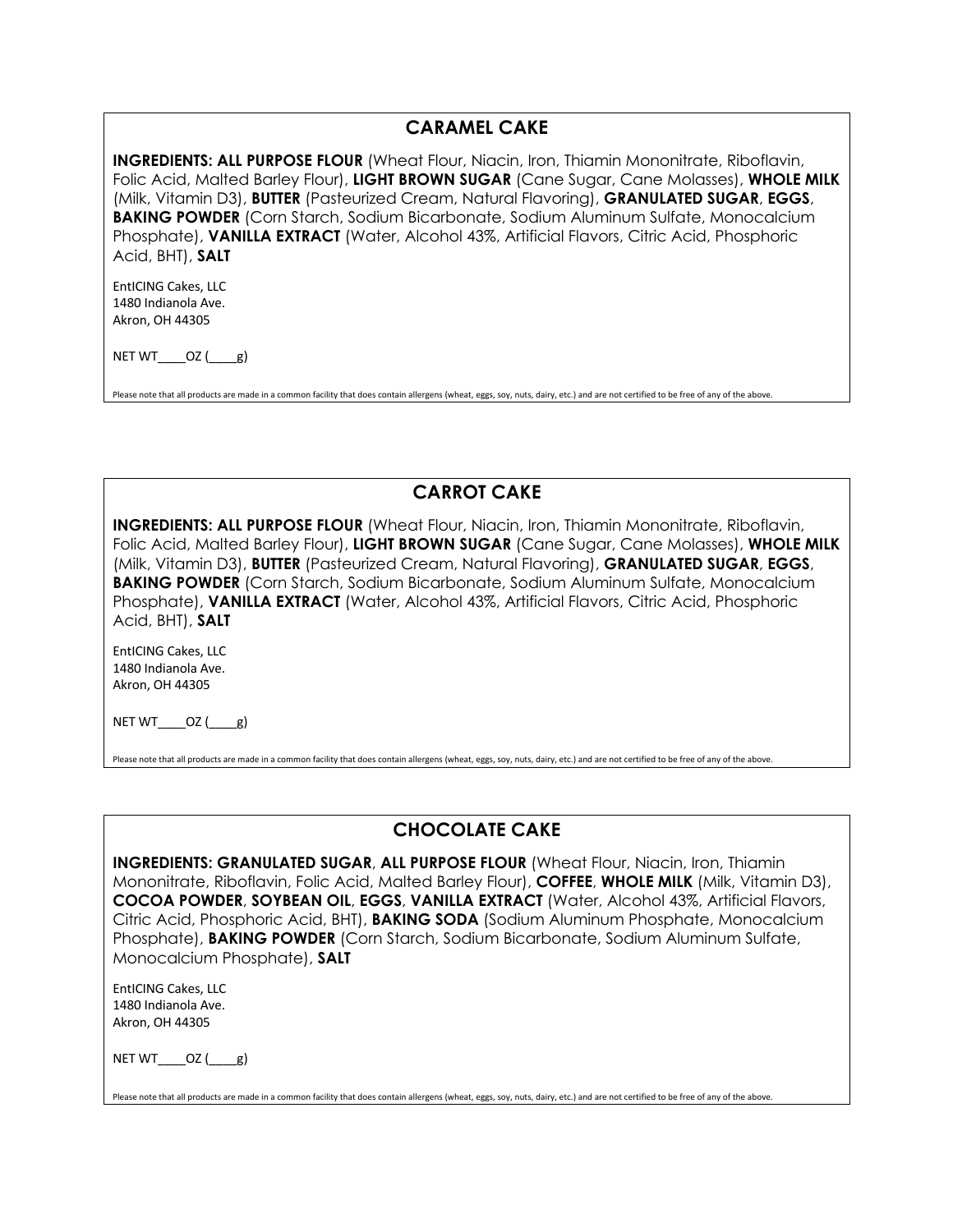## CARAMEL CAKE

**INGREDIENTS: ALL PURPOSE FLOUR** (Wheat Flour, Niacin, Iron, Thiamin Mononitrate, Riboflavin, Folic Acid, Malted Barley Flour), **LIGHT BROWN SUGAR** (Cane Sugar, Cane Molasses), **WHOLE MILK** (Milk, Vitamin D3), **BUTTER** (Pasteurized Cream, Natural Flavoring), **GRANULATED SUGAR**, **EGGS**, **BAKING POWDER** (Corn Starch, Sodium Bicarbonate, Sodium Aluminum Sulfate, Monocalcium Phosphate), **VANILLA EXTRACT** (Water, Alcohol 43%, Artificial Flavors, Citric Acid, Phosphoric Acid, BHT), **SALT**

EntICING Cakes, LLC
1480 Indianola Ave.
Akron, OH 44305

NET WT____OZ (____g)

Please note that all products are made in a common facility that does contain allergens (wheat, eggs, soy, nuts, dairy, etc.) and are not certified to be free of any of the above.

## CARROT CAKE

**INGREDIENTS: ALL PURPOSE FLOUR** (Wheat Flour, Niacin, Iron, Thiamin Mononitrate, Riboflavin, Folic Acid, Malted Barley Flour), **LIGHT BROWN SUGAR** (Cane Sugar, Cane Molasses), **WHOLE MILK** (Milk, Vitamin D3), **BUTTER** (Pasteurized Cream, Natural Flavoring), **GRANULATED SUGAR**, **EGGS**, **BAKING POWDER** (Corn Starch, Sodium Bicarbonate, Sodium Aluminum Sulfate, Monocalcium Phosphate), **VANILLA EXTRACT** (Water, Alcohol 43%, Artificial Flavors, Citric Acid, Phosphoric Acid, BHT), **SALT**

EntICING Cakes, LLC
1480 Indianola Ave.
Akron, OH 44305

NET WT____OZ (____g)

Please note that all products are made in a common facility that does contain allergens (wheat, eggs, soy, nuts, dairy, etc.) and are not certified to be free of any of the above.

## CHOCOLATE CAKE

**INGREDIENTS: GRANULATED SUGAR**, **ALL PURPOSE FLOUR** (Wheat Flour, Niacin, Iron, Thiamin Mononitrate, Riboflavin, Folic Acid, Malted Barley Flour), **COFFEE**, **WHOLE MILK** (Milk, Vitamin D3), **COCOA POWDER**, **SOYBEAN OIL**, **EGGS**, **VANILLA EXTRACT** (Water, Alcohol 43%, Artificial Flavors, Citric Acid, Phosphoric Acid, BHT), **BAKING SODA** (Sodium Aluminum Phosphate, Monocalcium Phosphate), **BAKING POWDER** (Corn Starch, Sodium Bicarbonate, Sodium Aluminum Sulfate, Monocalcium Phosphate), **SALT**

EntICING Cakes, LLC
1480 Indianola Ave.
Akron, OH 44305

NET WT____OZ (____g)

Please note that all products are made in a common facility that does contain allergens (wheat, eggs, soy, nuts, dairy, etc.) and are not certified to be free of any of the above.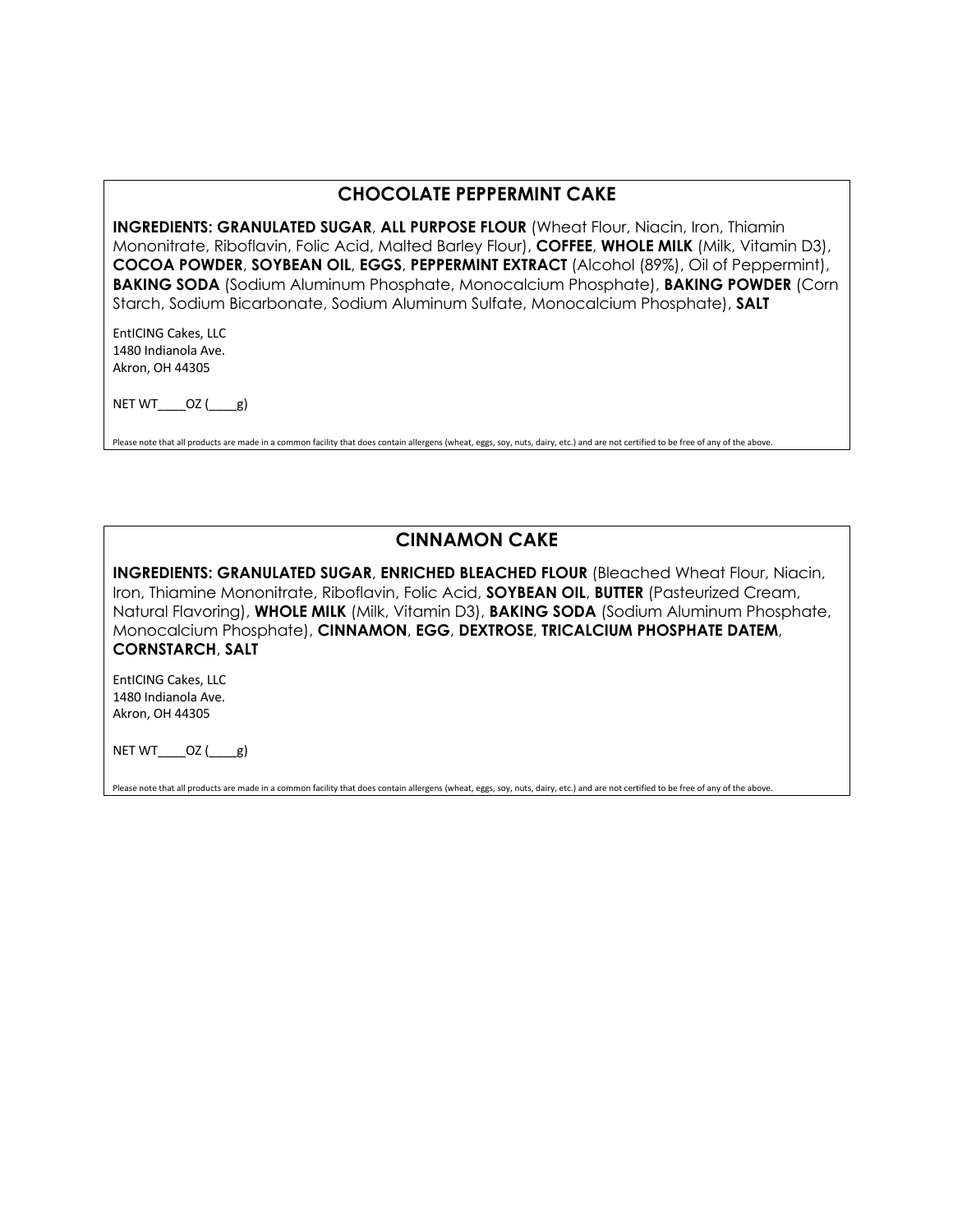## CHOCOLATE PEPPERMINT CAKE

**INGREDIENTS: GRANULATED SUGAR**, **ALL PURPOSE FLOUR** (Wheat Flour, Niacin, Iron, Thiamin Mononitrate, Riboflavin, Folic Acid, Malted Barley Flour), **COFFEE**, **WHOLE MILK** (Milk, Vitamin D3), **COCOA POWDER**, **SOYBEAN OIL**, **EGGS**, **PEPPERMINT EXTRACT** (Alcohol (89%), Oil of Peppermint), **BAKING SODA** (Sodium Aluminum Phosphate, Monocalcium Phosphate), **BAKING POWDER** (Corn Starch, Sodium Bicarbonate, Sodium Aluminum Sulfate, Monocalcium Phosphate), **SALT**

EntICING Cakes, LLC
1480 Indianola Ave.
Akron, OH 44305

NET WT____OZ (____g)

Please note that all products are made in a common facility that does contain allergens (wheat, eggs, soy, nuts, dairy, etc.) and are not certified to be free of any of the above.

## CINNAMON CAKE

**INGREDIENTS: GRANULATED SUGAR**, **ENRICHED BLEACHED FLOUR** (Bleached Wheat Flour, Niacin, Iron, Thiamine Mononitrate, Riboflavin, Folic Acid, **SOYBEAN OIL**, **BUTTER** (Pasteurized Cream, Natural Flavoring), **WHOLE MILK** (Milk, Vitamin D3), **BAKING SODA** (Sodium Aluminum Phosphate, Monocalcium Phosphate), **CINNAMON**, **EGG**, **DEXTROSE**, **TRICALCIUM PHOSPHATE DATEM**, **CORNSTARCH**, **SALT**

EntICING Cakes, LLC
1480 Indianola Ave.
Akron, OH 44305

NET WT____OZ (____g)

Please note that all products are made in a common facility that does contain allergens (wheat, eggs, soy, nuts, dairy, etc.) and are not certified to be free of any of the above.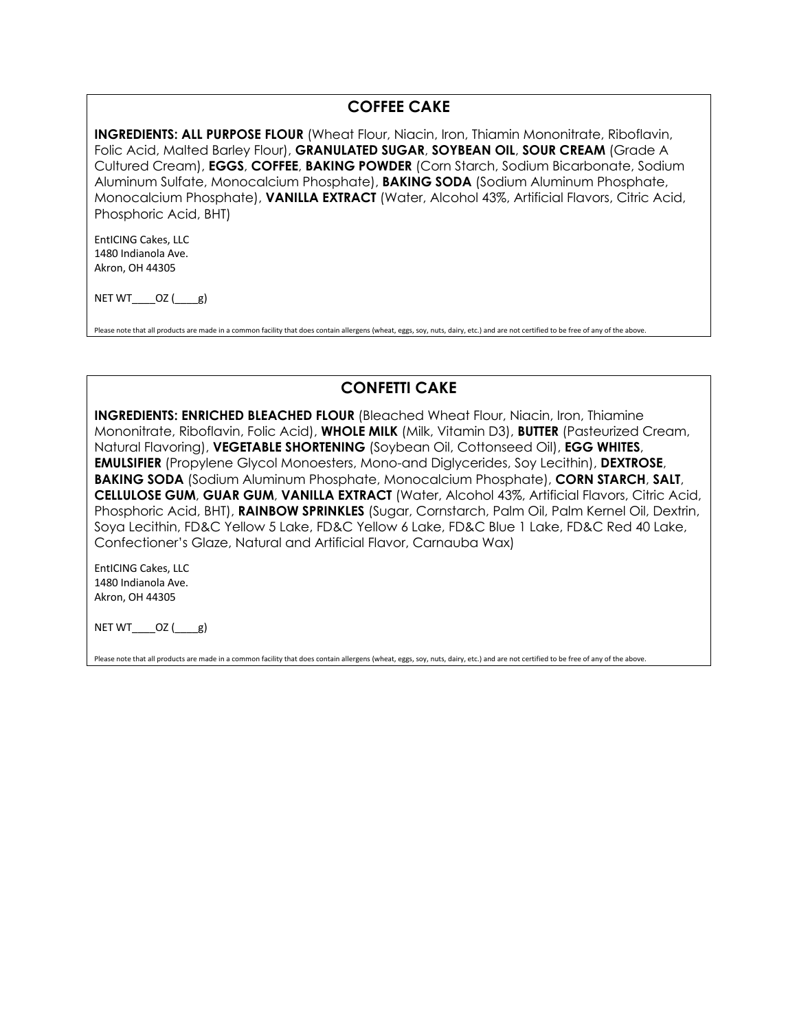## COFFEE CAKE

**INGREDIENTS: ALL PURPOSE FLOUR** (Wheat Flour, Niacin, Iron, Thiamin Mononitrate, Riboflavin, Folic Acid, Malted Barley Flour), **GRANULATED SUGAR**, **SOYBEAN OIL**, **SOUR CREAM** (Grade A Cultured Cream), **EGGS**, **COFFEE**, **BAKING POWDER** (Corn Starch, Sodium Bicarbonate, Sodium Aluminum Sulfate, Monocalcium Phosphate), **BAKING SODA** (Sodium Aluminum Phosphate, Monocalcium Phosphate), **VANILLA EXTRACT** (Water, Alcohol 43%, Artificial Flavors, Citric Acid, Phosphoric Acid, BHT)

EntICING Cakes, LLC
1480 Indianola Ave.
Akron, OH 44305

NET WT____OZ (____g)

Please note that all products are made in a common facility that does contain allergens (wheat, eggs, soy, nuts, dairy, etc.) and are not certified to be free of any of the above.

## CONFETTI CAKE

**INGREDIENTS: ENRICHED BLEACHED FLOUR** (Bleached Wheat Flour, Niacin, Iron, Thiamine Mononitrate, Riboflavin, Folic Acid), **WHOLE MILK** (Milk, Vitamin D3), **BUTTER** (Pasteurized Cream, Natural Flavoring), **VEGETABLE SHORTENING** (Soybean Oil, Cottonseed Oil), **EGG WHITES**, **EMULSIFIER** (Propylene Glycol Monoesters, Mono-and Diglycerides, Soy Lecithin), **DEXTROSE**, **BAKING SODA** (Sodium Aluminum Phosphate, Monocalcium Phosphate), **CORN STARCH**, **SALT**, **CELLULOSE GUM**, **GUAR GUM**, **VANILLA EXTRACT** (Water, Alcohol 43%, Artificial Flavors, Citric Acid, Phosphoric Acid, BHT), **RAINBOW SPRINKLES** (Sugar, Cornstarch, Palm Oil, Palm Kernel Oil, Dextrin, Soya Lecithin, FD&C Yellow 5 Lake, FD&C Yellow 6 Lake, FD&C Blue 1 Lake, FD&C Red 40 Lake, Confectioner's Glaze, Natural and Artificial Flavor, Carnauba Wax)

EntICING Cakes, LLC
1480 Indianola Ave.
Akron, OH 44305

NET WT____OZ (____g)

Please note that all products are made in a common facility that does contain allergens (wheat, eggs, soy, nuts, dairy, etc.) and are not certified to be free of any of the above.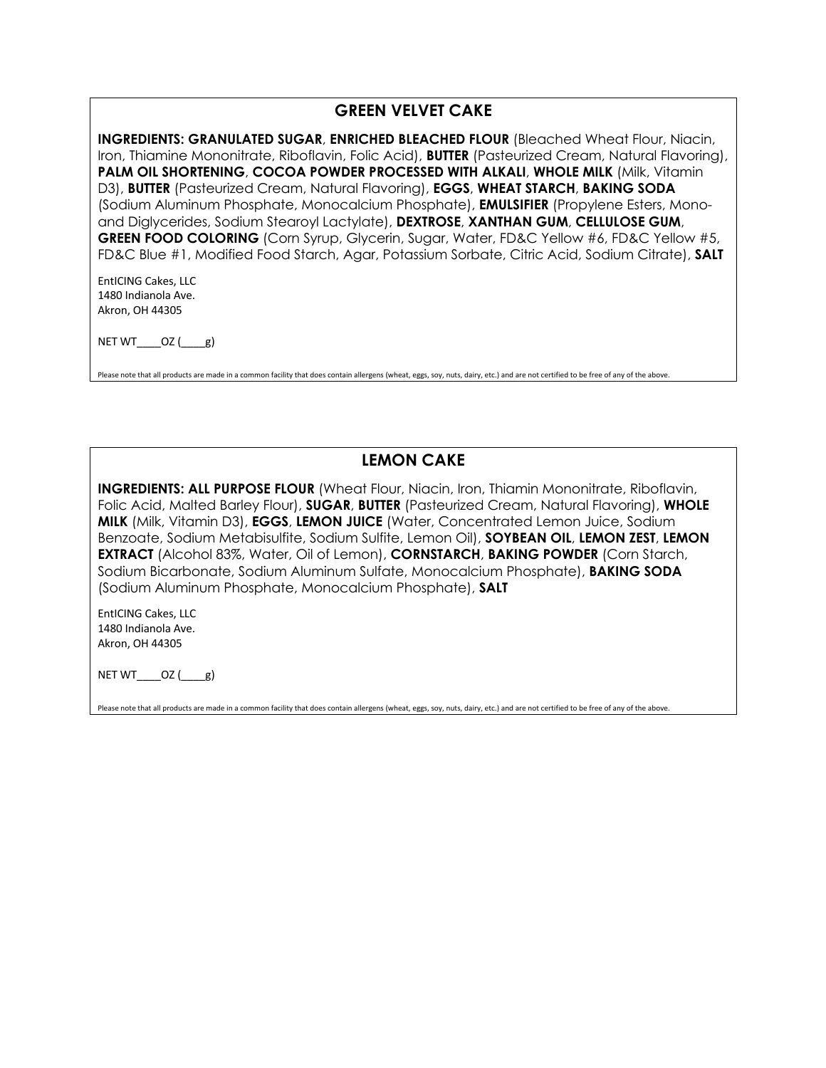## GREEN VELVET CAKE

**INGREDIENTS: GRANULATED SUGAR**, **ENRICHED BLEACHED FLOUR** (Bleached Wheat Flour, Niacin, Iron, Thiamine Mononitrate, Riboflavin, Folic Acid), **BUTTER** (Pasteurized Cream, Natural Flavoring), **PALM OIL SHORTENING**, **COCOA POWDER PROCESSED WITH ALKALI**, **WHOLE MILK** (Milk, Vitamin D3), **BUTTER** (Pasteurized Cream, Natural Flavoring), **EGGS**, **WHEAT STARCH**, **BAKING SODA** (Sodium Aluminum Phosphate, Monocalcium Phosphate), **EMULSIFIER** (Propylene Esters, Mono- and Diglycerides, Sodium Stearoyl Lactylate), **DEXTROSE**, **XANTHAN GUM**, **CELLULOSE GUM**, **GREEN FOOD COLORING** (Corn Syrup, Glycerin, Sugar, Water, FD&C Yellow #6, FD&C Yellow #5, FD&C Blue #1, Modified Food Starch, Agar, Potassium Sorbate, Citric Acid, Sodium Citrate), **SALT**

EntICING Cakes, LLC
1480 Indianola Ave.
Akron, OH 44305

NET WT____OZ (____g)

Please note that all products are made in a common facility that does contain allergens (wheat, eggs, soy, nuts, dairy, etc.) and are not certified to be free of any of the above.

## LEMON CAKE

**INGREDIENTS: ALL PURPOSE FLOUR** (Wheat Flour, Niacin, Iron, Thiamin Mononitrate, Riboflavin, Folic Acid, Malted Barley Flour), **SUGAR**, **BUTTER** (Pasteurized Cream, Natural Flavoring), **WHOLE MILK** (Milk, Vitamin D3), **EGGS**, **LEMON JUICE** (Water, Concentrated Lemon Juice, Sodium Benzoate, Sodium Metabisulfite, Sodium Sulfite, Lemon Oil), **SOYBEAN OIL**, **LEMON ZEST**, **LEMON EXTRACT** (Alcohol 83%, Water, Oil of Lemon), **CORNSTARCH**, **BAKING POWDER** (Corn Starch, Sodium Bicarbonate, Sodium Aluminum Sulfate, Monocalcium Phosphate), **BAKING SODA** (Sodium Aluminum Phosphate, Monocalcium Phosphate), **SALT**

EntICING Cakes, LLC
1480 Indianola Ave.
Akron, OH 44305

NET WT____OZ (____g)

Please note that all products are made in a common facility that does contain allergens (wheat, eggs, soy, nuts, dairy, etc.) and are not certified to be free of any of the above.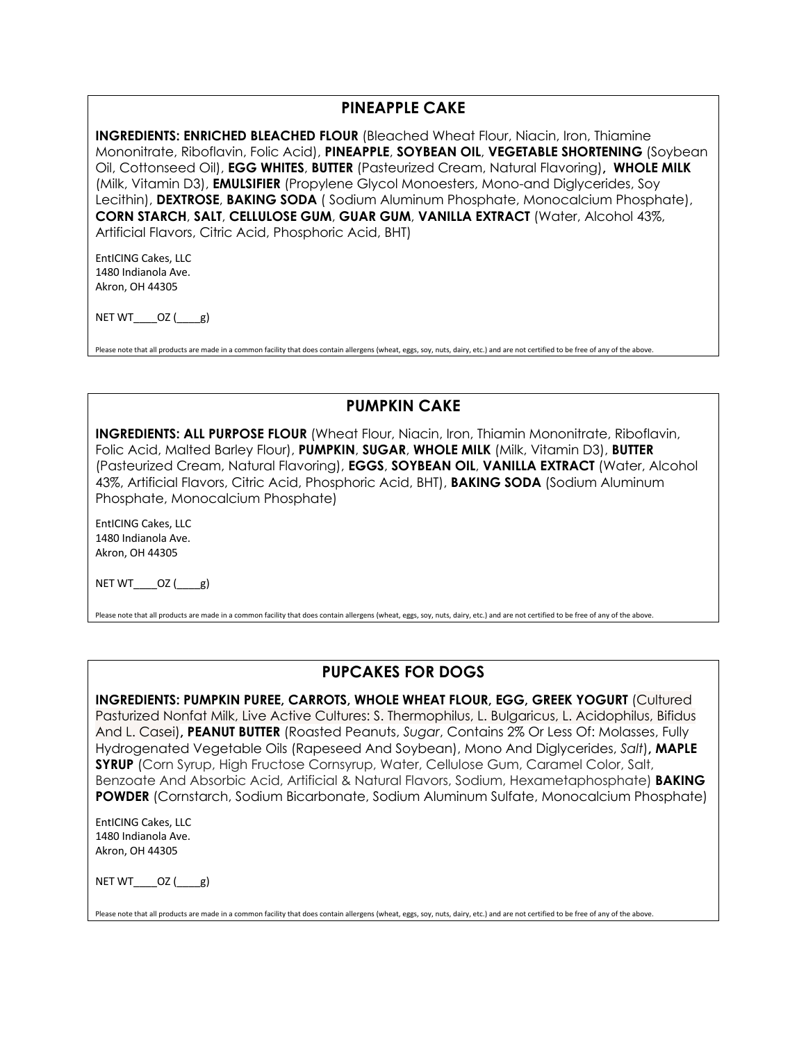## PINEAPPLE CAKE

**INGREDIENTS: ENRICHED BLEACHED FLOUR** (Bleached Wheat Flour, Niacin, Iron, Thiamine Mononitrate, Riboflavin, Folic Acid), **PINEAPPLE**, **SOYBEAN OIL**, **VEGETABLE SHORTENING** (Soybean Oil, Cottonseed Oil), **EGG WHITES**, **BUTTER** (Pasteurized Cream, Natural Flavoring)**, WHOLE MILK** (Milk, Vitamin D3), **EMULSIFIER** (Propylene Glycol Monoesters, Mono-and Diglycerides, Soy Lecithin), **DEXTROSE**, **BAKING SODA** ( Sodium Aluminum Phosphate, Monocalcium Phosphate), **CORN STARCH**, **SALT**, **CELLULOSE GUM**, **GUAR GUM**, **VANILLA EXTRACT** (Water, Alcohol 43%, Artificial Flavors, Citric Acid, Phosphoric Acid, BHT)

EntICING Cakes, LLC
1480 Indianola Ave.
Akron, OH 44305

NET WT____OZ (____g)

Please note that all products are made in a common facility that does contain allergens (wheat, eggs, soy, nuts, dairy, etc.) and are not certified to be free of any of the above.

## PUMPKIN CAKE

**INGREDIENTS: ALL PURPOSE FLOUR** (Wheat Flour, Niacin, Iron, Thiamin Mononitrate, Riboflavin, Folic Acid, Malted Barley Flour), **PUMPKIN**, **SUGAR**, **WHOLE MILK** (Milk, Vitamin D3), **BUTTER** (Pasteurized Cream, Natural Flavoring), **EGGS**, **SOYBEAN OIL**, **VANILLA EXTRACT** (Water, Alcohol 43%, Artificial Flavors, Citric Acid, Phosphoric Acid, BHT), **BAKING SODA** (Sodium Aluminum Phosphate, Monocalcium Phosphate)

EntICING Cakes, LLC
1480 Indianola Ave.
Akron, OH 44305

NET WT____OZ (____g)

Please note that all products are made in a common facility that does contain allergens (wheat, eggs, soy, nuts, dairy, etc.) and are not certified to be free of any of the above.

## PUPCAKES FOR DOGS

**INGREDIENTS: PUMPKIN PUREE, CARROTS, WHOLE WHEAT FLOUR, EGG, GREEK YOGURT** (Cultured Pasturized Nonfat Milk, Live Active Cultures: S. Thermophilus, L. Bulgaricus, L. Acidophilus, Bifidus And L. Casei)**, PEANUT BUTTER** (Roasted Peanuts, *Sugar*, Contains 2% Or Less Of: Molasses, Fully Hydrogenated Vegetable Oils (Rapeseed And Soybean), Mono And Diglycerides, *Salt*)**, MAPLE SYRUP** (Corn Syrup, High Fructose Cornsyrup, Water, Cellulose Gum, Caramel Color, Salt, Benzoate And Absorbic Acid, Artificial & Natural Flavors, Sodium, Hexametaphosphate) **BAKING POWDER** (Cornstarch, Sodium Bicarbonate, Sodium Aluminum Sulfate, Monocalcium Phosphate)

EntICING Cakes, LLC
1480 Indianola Ave.
Akron, OH 44305

NET WT____OZ (____g)

Please note that all products are made in a common facility that does contain allergens (wheat, eggs, soy, nuts, dairy, etc.) and are not certified to be free of any of the above.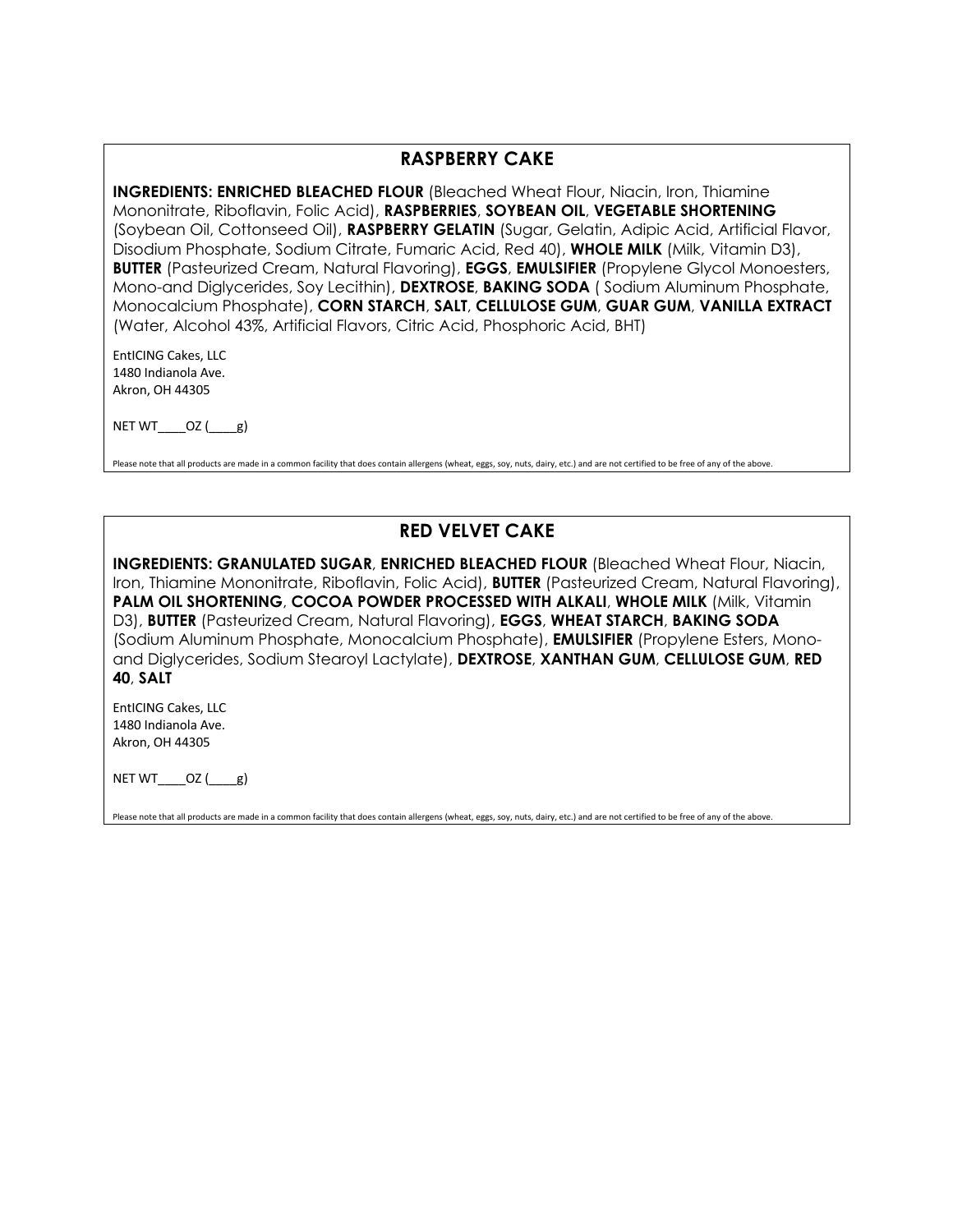## RASPBERRY CAKE

**INGREDIENTS: ENRICHED BLEACHED FLOUR** (Bleached Wheat Flour, Niacin, Iron, Thiamine Mononitrate, Riboflavin, Folic Acid), **RASPBERRIES**, **SOYBEAN OIL**, **VEGETABLE SHORTENING** (Soybean Oil, Cottonseed Oil), **RASPBERRY GELATIN** (Sugar, Gelatin, Adipic Acid, Artificial Flavor, Disodium Phosphate, Sodium Citrate, Fumaric Acid, Red 40), **WHOLE MILK** (Milk, Vitamin D3), **BUTTER** (Pasteurized Cream, Natural Flavoring), **EGGS**, **EMULSIFIER** (Propylene Glycol Monoesters, Mono-and Diglycerides, Soy Lecithin), **DEXTROSE**, **BAKING SODA** ( Sodium Aluminum Phosphate, Monocalcium Phosphate), **CORN STARCH**, **SALT**, **CELLULOSE GUM**, **GUAR GUM**, **VANILLA EXTRACT** (Water, Alcohol 43%, Artificial Flavors, Citric Acid, Phosphoric Acid, BHT)

EntICING Cakes, LLC
1480 Indianola Ave.
Akron, OH 44305

NET WT____OZ (____g)

Please note that all products are made in a common facility that does contain allergens (wheat, eggs, soy, nuts, dairy, etc.) and are not certified to be free of any of the above.

## RED VELVET CAKE

**INGREDIENTS: GRANULATED SUGAR**, **ENRICHED BLEACHED FLOUR** (Bleached Wheat Flour, Niacin, Iron, Thiamine Mononitrate, Riboflavin, Folic Acid), **BUTTER** (Pasteurized Cream, Natural Flavoring), **PALM OIL SHORTENING**, **COCOA POWDER PROCESSED WITH ALKALI**, **WHOLE MILK** (Milk, Vitamin D3), **BUTTER** (Pasteurized Cream, Natural Flavoring), **EGGS**, **WHEAT STARCH**, **BAKING SODA** (Sodium Aluminum Phosphate, Monocalcium Phosphate), **EMULSIFIER** (Propylene Esters, Mono-and Diglycerides, Sodium Stearoyl Lactylate), **DEXTROSE**, **XANTHAN GUM**, **CELLULOSE GUM**, **RED 40**, **SALT**

EntICING Cakes, LLC
1480 Indianola Ave.
Akron, OH 44305

NET WT____OZ (____g)

Please note that all products are made in a common facility that does contain allergens (wheat, eggs, soy, nuts, dairy, etc.) and are not certified to be free of any of the above.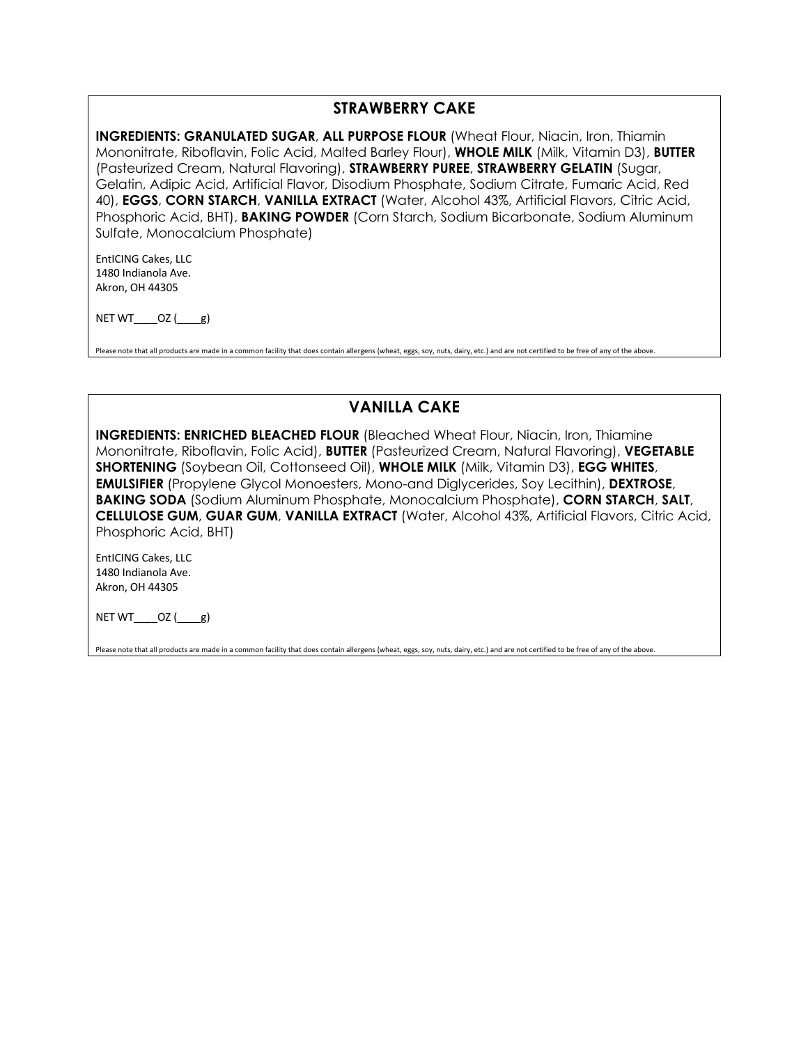## STRAWBERRY CAKE

**INGREDIENTS: GRANULATED SUGAR**, **ALL PURPOSE FLOUR** (Wheat Flour, Niacin, Iron, Thiamin Mononitrate, Riboflavin, Folic Acid, Malted Barley Flour), **WHOLE MILK** (Milk, Vitamin D3), **BUTTER** (Pasteurized Cream, Natural Flavoring), **STRAWBERRY PUREE**, **STRAWBERRY GELATIN** (Sugar, Gelatin, Adipic Acid, Artificial Flavor, Disodium Phosphate, Sodium Citrate, Fumaric Acid, Red 40), **EGGS**, **CORN STARCH**, **VANILLA EXTRACT** (Water, Alcohol 43%, Artificial Flavors, Citric Acid, Phosphoric Acid, BHT), **BAKING POWDER** (Corn Starch, Sodium Bicarbonate, Sodium Aluminum Sulfate, Monocalcium Phosphate)

EntICING Cakes, LLC
1480 Indianola Ave.
Akron, OH 44305

NET WT____OZ (____g)

Please note that all products are made in a common facility that does contain allergens (wheat, eggs, soy, nuts, dairy, etc.) and are not certified to be free of any of the above.

## VANILLA CAKE

**INGREDIENTS: ENRICHED BLEACHED FLOUR** (Bleached Wheat Flour, Niacin, Iron, Thiamine Mononitrate, Riboflavin, Folic Acid), **BUTTER** (Pasteurized Cream, Natural Flavoring), **VEGETABLE SHORTENING** (Soybean Oil, Cottonseed Oil), **WHOLE MILK** (Milk, Vitamin D3), **EGG WHITES**, **EMULSIFIER** (Propylene Glycol Monoesters, Mono-and Diglycerides, Soy Lecithin), **DEXTROSE**, **BAKING SODA** (Sodium Aluminum Phosphate, Monocalcium Phosphate), **CORN STARCH**, **SALT**, **CELLULOSE GUM**, **GUAR GUM**, **VANILLA EXTRACT** (Water, Alcohol 43%, Artificial Flavors, Citric Acid, Phosphoric Acid, BHT)

EntICING Cakes, LLC
1480 Indianola Ave.
Akron, OH 44305

NET WT____OZ (____g)

Please note that all products are made in a common facility that does contain allergens (wheat, eggs, soy, nuts, dairy, etc.) and are not certified to be free of any of the above.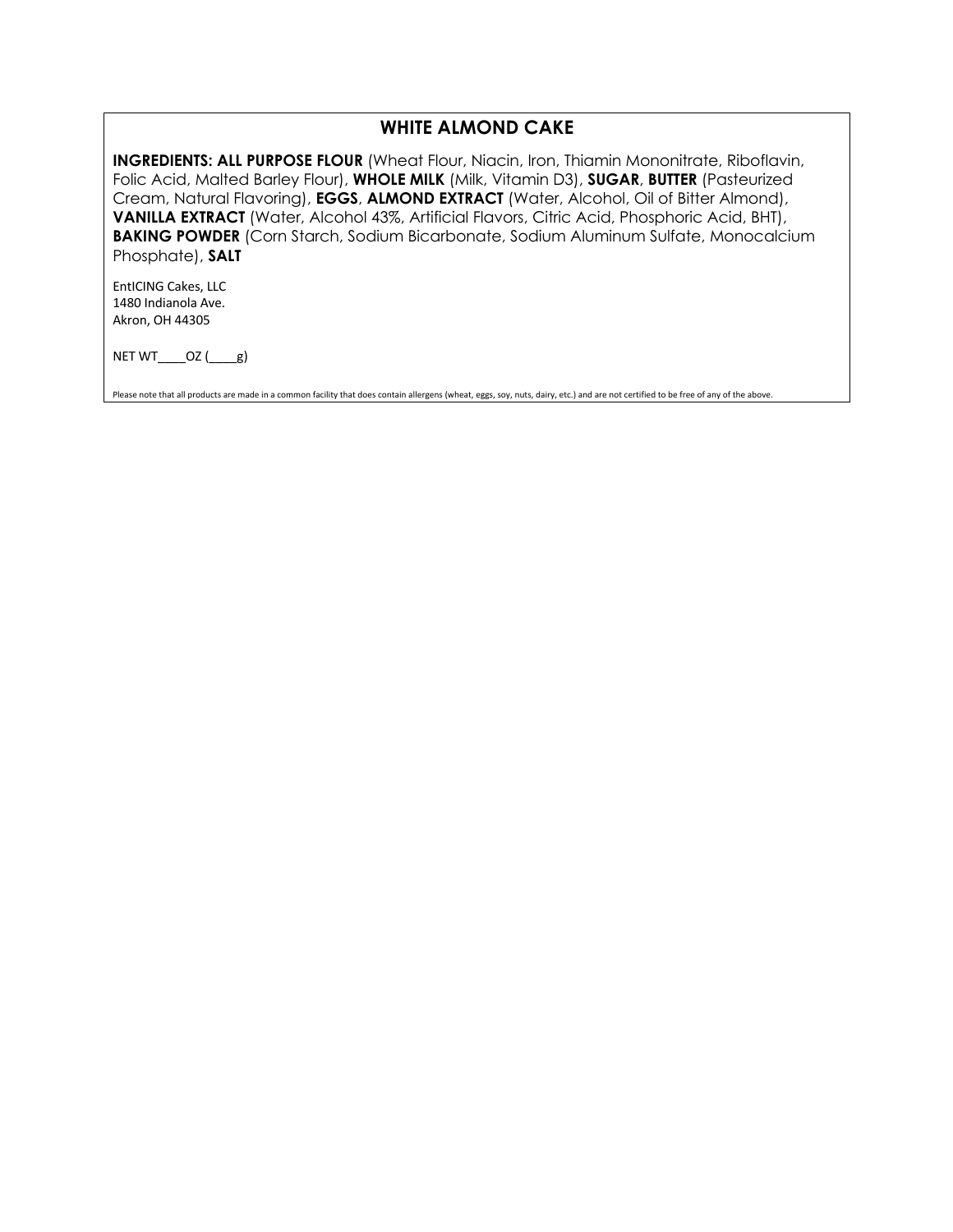## WHITE ALMOND CAKE

**INGREDIENTS: ALL PURPOSE FLOUR** (Wheat Flour, Niacin, Iron, Thiamin Mononitrate, Riboflavin, Folic Acid, Malted Barley Flour), **WHOLE MILK** (Milk, Vitamin D3), **SUGAR**, **BUTTER** (Pasteurized Cream, Natural Flavoring), **EGGS**, **ALMOND EXTRACT** (Water, Alcohol, Oil of Bitter Almond), **VANILLA EXTRACT** (Water, Alcohol 43%, Artificial Flavors, Citric Acid, Phosphoric Acid, BHT), **BAKING POWDER** (Corn Starch, Sodium Bicarbonate, Sodium Aluminum Sulfate, Monocalcium Phosphate), **SALT**

EntICING Cakes, LLC
1480 Indianola Ave.
Akron, OH 44305

NET WT____OZ (____g)

Please note that all products are made in a common facility that does contain allergens (wheat, eggs, soy, nuts, dairy, etc.) and are not certified to be free of any of the above.